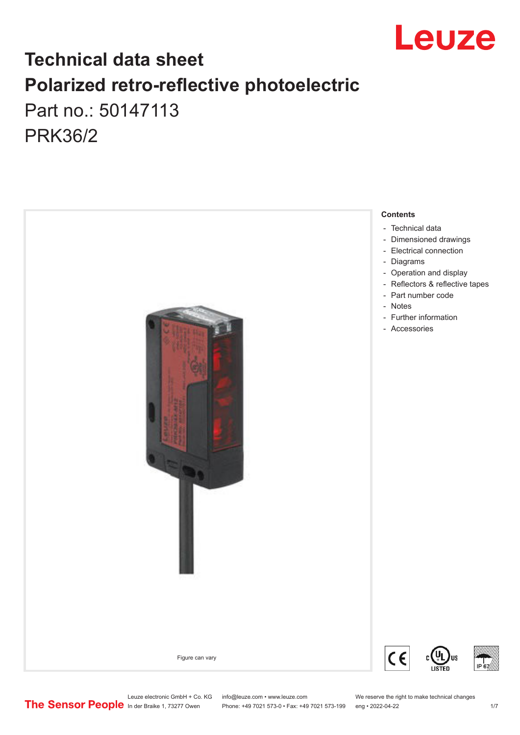# Technical data sheet
# Polarized retro-reflective photoelectric

Part no.: 50147113

PRK36/2

Figure can vary

**Contents**

- Technical data
- Dimensioned drawings
- Electrical connection
- Diagrams
- Operation and display
- Reflectors & reflective tapes
- Part number code
- Notes
- Further information
- Accessories

Leuze electronic GmbH + Co. KG
In der Braike 1, 73277 Owen

info@leuze.com • www.leuze.com
Phone: +49 7021 573-0 • Fax: +49 7021 573-199

We reserve the right to make technical changes
eng • 2022-04-22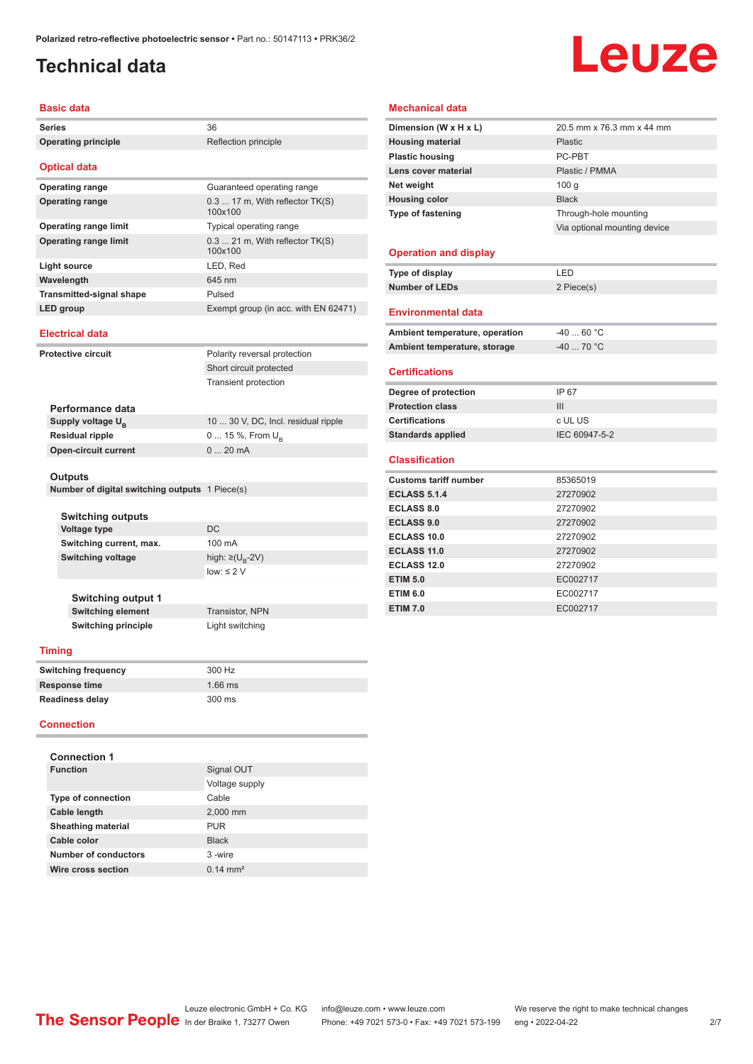# Technical data

## Basic data

| | |
|---|---|
| **Series** | 36 |
| **Operating principle** | Reflection principle |

## Optical data

| | |
|---|---|
| **Operating range** | Guaranteed operating range |
| **Operating range** | 0.3 ... 17 m, With reflector TK(S) 100x100 |
| **Operating range limit** | Typical operating range |
| **Operating range limit** | 0.3 ... 21 m, With reflector TK(S) 100x100 |
| **Light source** | LED, Red |
| **Wavelength** | 645 nm |
| **Transmitted-signal shape** | Pulsed |
| **LED group** | Exempt group (in acc. with EN 62471) |

## Electrical data

| | |
|---|---|
| **Protective circuit** | Polarity reversal protection |
| | Short circuit protected |
| | Transient protection |

### Performance data

| | |
|---|---|
| **Supply voltage $U_B$** | 10 ... 30 V, DC, Incl. residual ripple |
| **Residual ripple** | 0 ... 15 %, From $U_B$ |
| **Open-circuit current** | 0 ... 20 mA |

### Outputs

| | |
|---|---|
| **Number of digital switching outputs** | 1 Piece(s) |

#### Switching outputs

| | |
|---|---|
| **Voltage type** | DC |
| **Switching current, max.** | 100 mA |
| **Switching voltage** | high: ≥($U_B$-2V) |
| | low: ≤ 2 V |

#### Switching output 1

| | |
|---|---|
| **Switching element** | Transistor, NPN |
| **Switching principle** | Light switching |

## Timing

| | |
|---|---|
| **Switching frequency** | 300 Hz |
| **Response time** | 1.66 ms |
| **Readiness delay** | 300 ms |

## Connection

### Connection 1

| | |
|---|---|
| **Function** | Signal OUT |
| | Voltage supply |
| **Type of connection** | Cable |
| **Cable length** | 2,000 mm |
| **Sheathing material** | PUR |
| **Cable color** | Black |
| **Number of conductors** | 3 -wire |
| **Wire cross section** | 0.14 mm² |

## Mechanical data

| | |
|---|---|
| **Dimension (W x H x L)** | 20.5 mm x 76.3 mm x 44 mm |
| **Housing material** | Plastic |
| **Plastic housing** | PC-PBT |
| **Lens cover material** | Plastic / PMMA |
| **Net weight** | 100 g |
| **Housing color** | Black |
| **Type of fastening** | Through-hole mounting |
| | Via optional mounting device |

## Operation and display

| | |
|---|---|
| **Type of display** | LED |
| **Number of LEDs** | 2 Piece(s) |

## Environmental data

| | |
|---|---|
| **Ambient temperature, operation** | -40 ... 60 °C |
| **Ambient temperature, storage** | -40 ... 70 °C |

## Certifications

| | |
|---|---|
| **Degree of protection** | IP 67 |
| **Protection class** | III |
| **Certifications** | c UL US |
| **Standards applied** | IEC 60947-5-2 |

## Classification

| | |
|---|---|
| **Customs tariff number** | 85365019 |
| **ECLASS 5.1.4** | 27270902 |
| **ECLASS 8.0** | 27270902 |
| **ECLASS 9.0** | 27270902 |
| **ECLASS 10.0** | 27270902 |
| **ECLASS 11.0** | 27270902 |
| **ECLASS 12.0** | 27270902 |
| **ETIM 5.0** | EC002717 |
| **ETIM 6.0** | EC002717 |
| **ETIM 7.0** | EC002717 |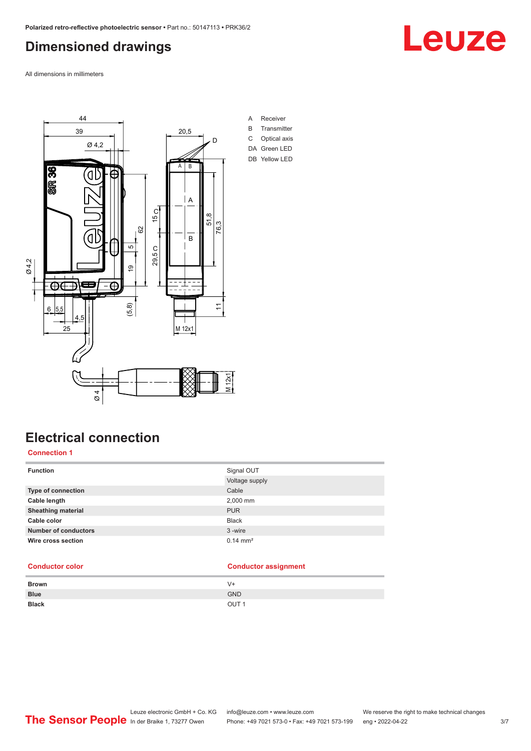## Dimensioned drawings

All dimensions in millimeters

A Receiver
B Transmitter
C Optical axis
DA Green LED
DB Yellow LED

## Electrical connection

### Connection 1

| Function | Signal OUT |
| --- | --- |
| | Voltage supply |
| Type of connection | Cable |
| Cable length | 2,000 mm |
| Sheathing material | PUR |
| Cable color | Black |
| Number of conductors | 3 -wire |
| Wire cross section | 0.14 mm² |

| Conductor color | Conductor assignment |
| --- | --- |
| Brown | V+ |
| Blue | GND |
| Black | OUT 1 |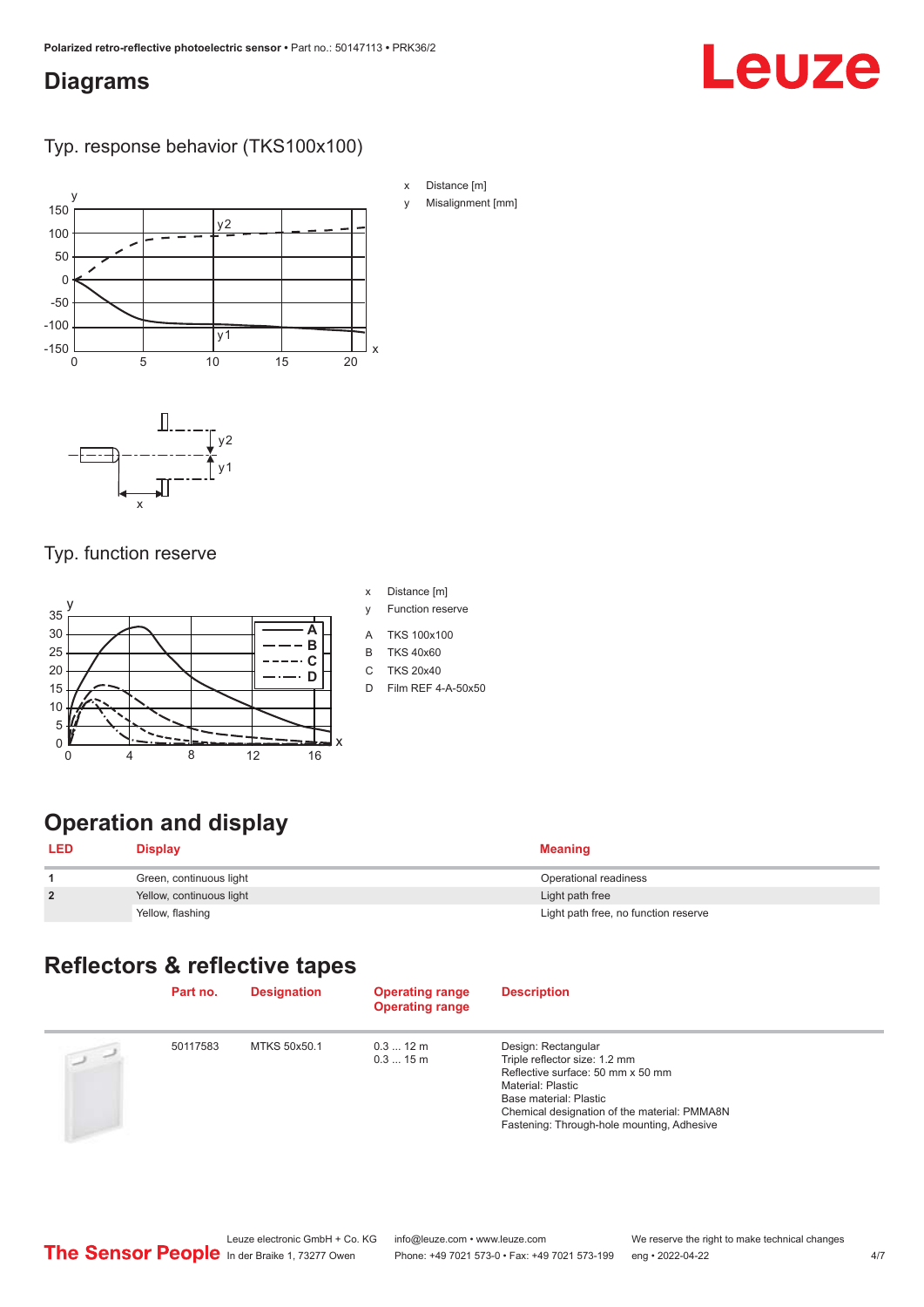## Diagrams

### Typ. response behavior (TKS100x100)

x Distance [m]

y Misalignment [mm]

### Typ. function reserve

x Distance [m]

y Function reserve

A TKS 100x100

B TKS 40x60

C TKS 20x40

D Film REF 4-A-50x50

## Operation and display

| LED | Display | Meaning |
|---|---|---|
| 1 | Green, continuous light | Operational readiness |
| 2 | Yellow, continuous light | Light path free |
| | Yellow, flashing | Light path free, no function reserve |

## Reflectors & reflective tapes

| | Part no. | Designation | Operating range<br>Operating range | Description |
|---|---|---|---|---|
| | 50117583 | MTKS 50x50.1 | 0.3 ... 12 m<br>0.3 ... 15 m | Design: Rectangular<br>Triple reflector size: 1.2 mm<br>Reflective surface: 50 mm x 50 mm<br>Material: Plastic<br>Base material: Plastic<br>Chemical designation of the material: PMMA8N<br>Fastening: Through-hole mounting, Adhesive |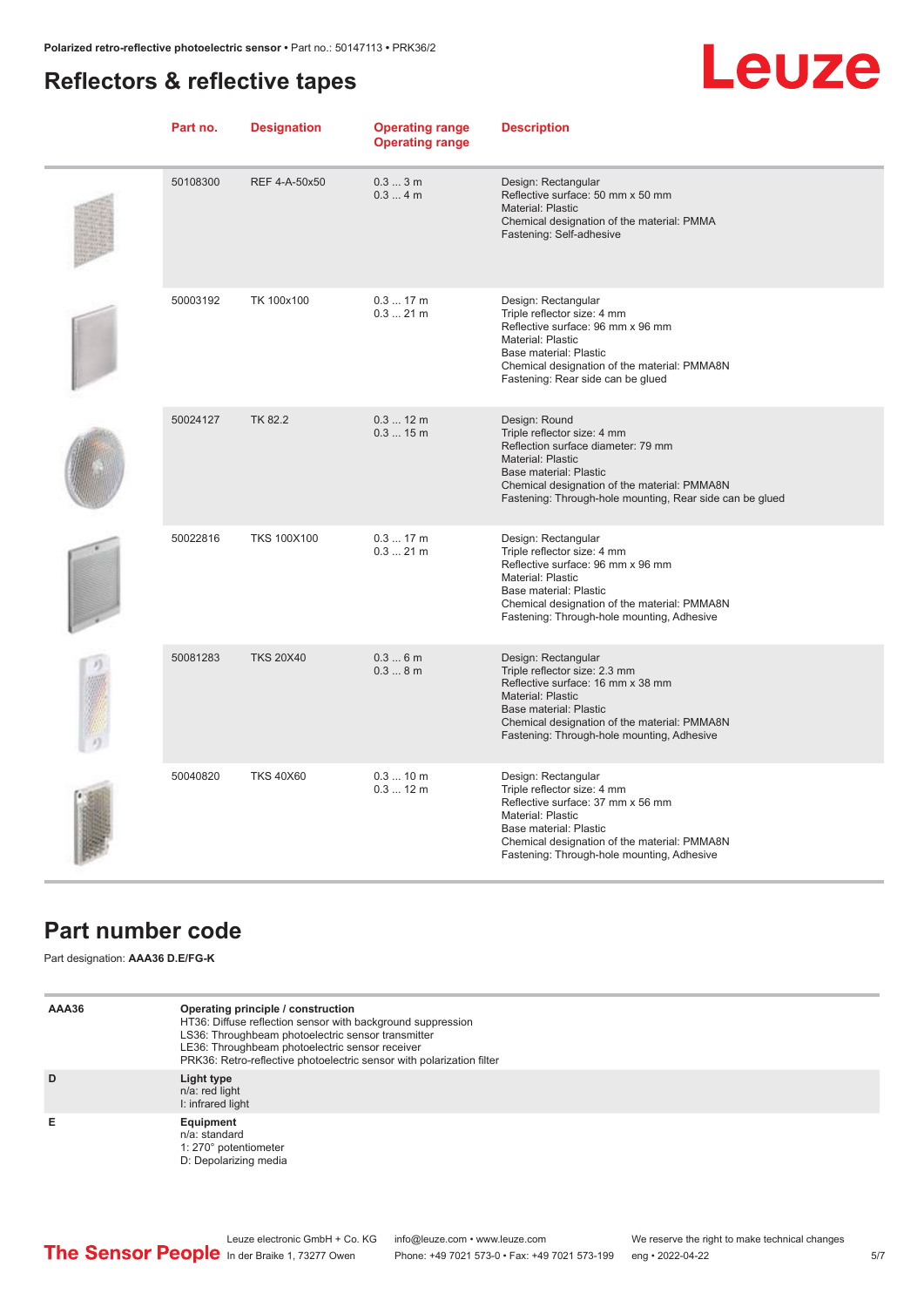## Reflectors & reflective tapes

| Part no. | Designation | Operating range Operating range | Description |
|---|---|---|---|
| 50108300 | REF 4-A-50x50 | 0.3 ... 3 m<br>0.3 ... 4 m | Design: Rectangular<br>Reflective surface: 50 mm x 50 mm<br>Material: Plastic<br>Chemical designation of the material: PMMA<br>Fastening: Self-adhesive |
| 50003192 | TK 100x100 | 0.3 ... 17 m<br>0.3 ... 21 m | Design: Rectangular<br>Triple reflector size: 4 mm<br>Reflective surface: 96 mm x 96 mm<br>Material: Plastic<br>Base material: Plastic<br>Chemical designation of the material: PMMA8N<br>Fastening: Rear side can be glued |
| 50024127 | TK 82.2 | 0.3 ... 12 m<br>0.3 ... 15 m | Design: Round<br>Triple reflector size: 4 mm<br>Reflection surface diameter: 79 mm<br>Material: Plastic<br>Base material: Plastic<br>Chemical designation of the material: PMMA8N<br>Fastening: Through-hole mounting, Rear side can be glued |
| 50022816 | TKS 100X100 | 0.3 ... 17 m<br>0.3 ... 21 m | Design: Rectangular<br>Triple reflector size: 4 mm<br>Reflective surface: 96 mm x 96 mm<br>Material: Plastic<br>Base material: Plastic<br>Chemical designation of the material: PMMA8N<br>Fastening: Through-hole mounting, Adhesive |
| 50081283 | TKS 20X40 | 0.3 ... 6 m<br>0.3 ... 8 m | Design: Rectangular<br>Triple reflector size: 2.3 mm<br>Reflective surface: 16 mm x 38 mm<br>Material: Plastic<br>Base material: Plastic<br>Chemical designation of the material: PMMA8N<br>Fastening: Through-hole mounting, Adhesive |
| 50040820 | TKS 40X60 | 0.3 ... 10 m<br>0.3 ... 12 m | Design: Rectangular<br>Triple reflector size: 4 mm<br>Reflective surface: 37 mm x 56 mm<br>Material: Plastic<br>Base material: Plastic<br>Chemical designation of the material: PMMA8N<br>Fastening: Through-hole mounting, Adhesive |

## Part number code

Part designation: **AAA36 D.E/FG-K**

| | |
|---|---|
| **AAA36** | **Operating principle / construction**<br>HT36: Diffuse reflection sensor with background suppression<br>LS36: Throughbeam photoelectric sensor transmitter<br>LE36: Throughbeam photoelectric sensor receiver<br>PRK36: Retro-reflective photoelectric sensor with polarization filter |
| **D** | **Light type**<br>n/a: red light<br>I: infrared light |
| **E** | **Equipment**<br>n/a: standard<br>1: 270° potentiometer<br>D: Depolarizing media |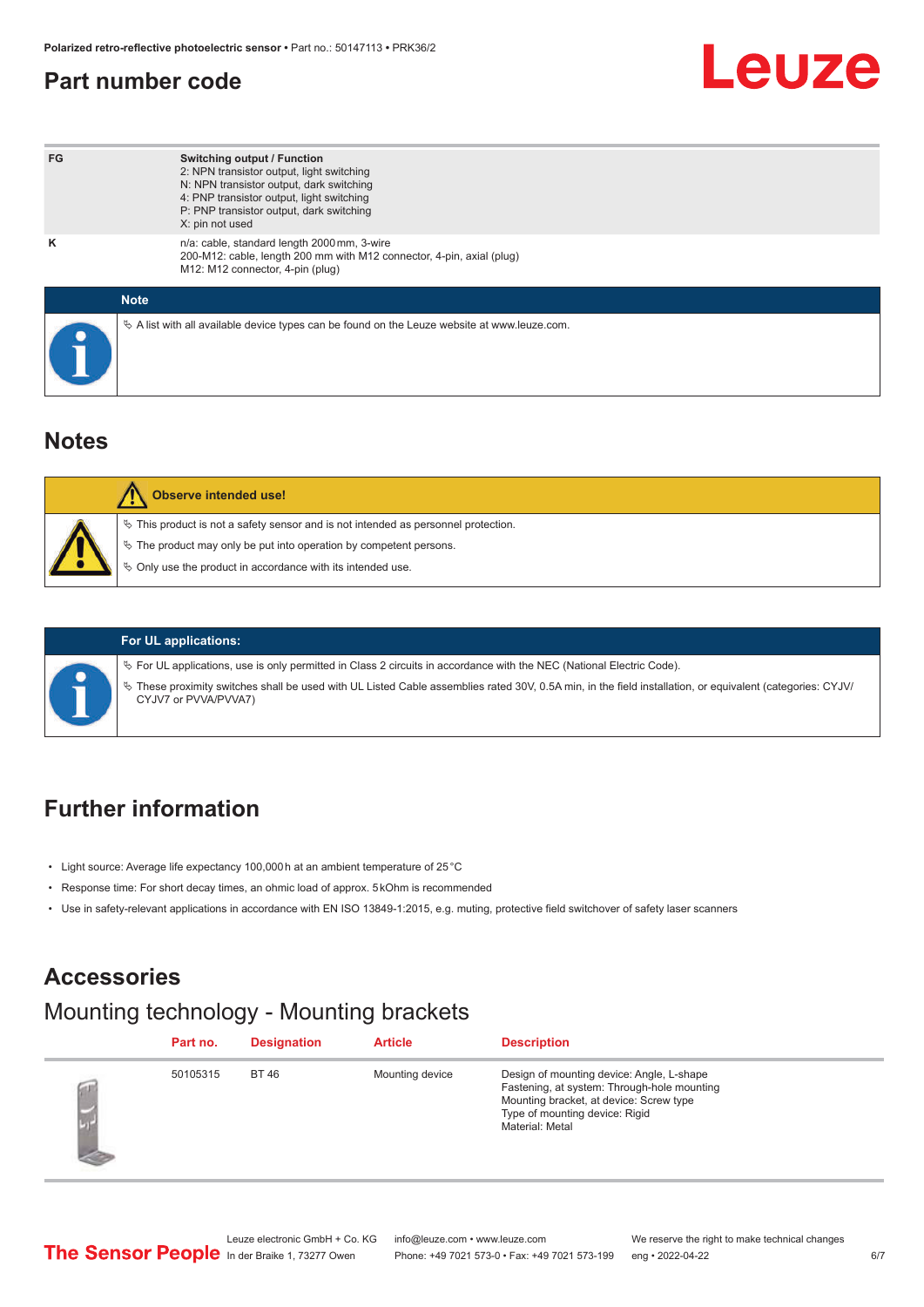## Part number code

| | |
|---|---|
| FG | **Switching output / Function**<br>2: NPN transistor output, light switching<br>N: NPN transistor output, dark switching<br>4: PNP transistor output, light switching<br>P: PNP transistor output, dark switching<br>X: pin not used |
| K | n/a: cable, standard length 2000 mm, 3-wire<br>200-M12: cable, length 200 mm with M12 connector, 4-pin, axial (plug)<br>M12: M12 connector, 4-pin (plug) |

**Note**

- A list with all available device types can be found on the Leuze website at www.leuze.com.

## Notes

**Observe intended use!**

- This product is not a safety sensor and is not intended as personnel protection.
- The product may only be put into operation by competent persons.
- Only use the product in accordance with its intended use.

**For UL applications:**

- For UL applications, use is only permitted in Class 2 circuits in accordance with the NEC (National Electric Code).
- These proximity switches shall be used with UL Listed Cable assemblies rated 30V, 0.5A min, in the field installation, or equivalent (categories: CYJV/ CYJV7 or PVVA/PVVA7)

## Further information

- Light source: Average life expectancy 100,000 h at an ambient temperature of 25 °C
- Response time: For short decay times, an ohmic load of approx. 5 kOhm is recommended
- Use in safety-relevant applications in accordance with EN ISO 13849-1:2015, e.g. muting, protective field switchover of safety laser scanners

## Accessories

### Mounting technology - Mounting brackets

| Part no. | Designation | Article | Description |
|---|---|---|---|
| 50105315 | BT 46 | Mounting device | Design of mounting device: Angle, L-shape<br>Fastening, at system: Through-hole mounting<br>Mounting bracket, at device: Screw type<br>Type of mounting device: Rigid<br>Material: Metal |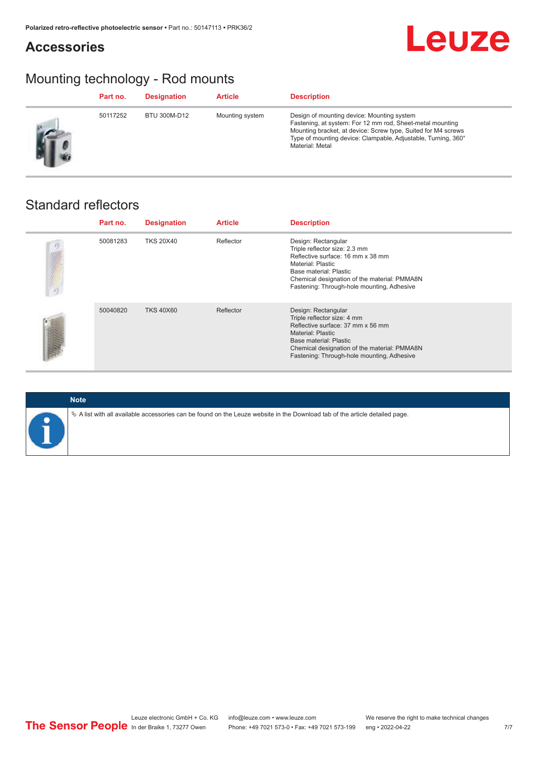## Accessories

### Mounting technology - Rod mounts

| | Part no. | Designation | Article | Description |
|---|---|---|---|---|
| | 50117252 | BTU 300M-D12 | Mounting system | Design of mounting device: Mounting system<br>Fastening, at system: For 12 mm rod, Sheet-metal mounting<br>Mounting bracket, at device: Screw type, Suited for M4 screws<br>Type of mounting device: Clampable, Adjustable, Turning, 360°<br>Material: Metal |

### Standard reflectors

| | Part no. | Designation | Article | Description |
|---|---|---|---|---|
| | 50081283 | TKS 20X40 | Reflector | Design: Rectangular<br>Triple reflector size: 2.3 mm<br>Reflective surface: 16 mm x 38 mm<br>Material: Plastic<br>Base material: Plastic<br>Chemical designation of the material: PMMA8N<br>Fastening: Through-hole mounting, Adhesive |
| | 50040820 | TKS 40X60 | Reflector | Design: Rectangular<br>Triple reflector size: 4 mm<br>Reflective surface: 37 mm x 56 mm<br>Material: Plastic<br>Base material: Plastic<br>Chemical designation of the material: PMMA8N<br>Fastening: Through-hole mounting, Adhesive |

**Note**

↪ A list with all available accessories can be found on the Leuze website in the Download tab of the article detailed page.